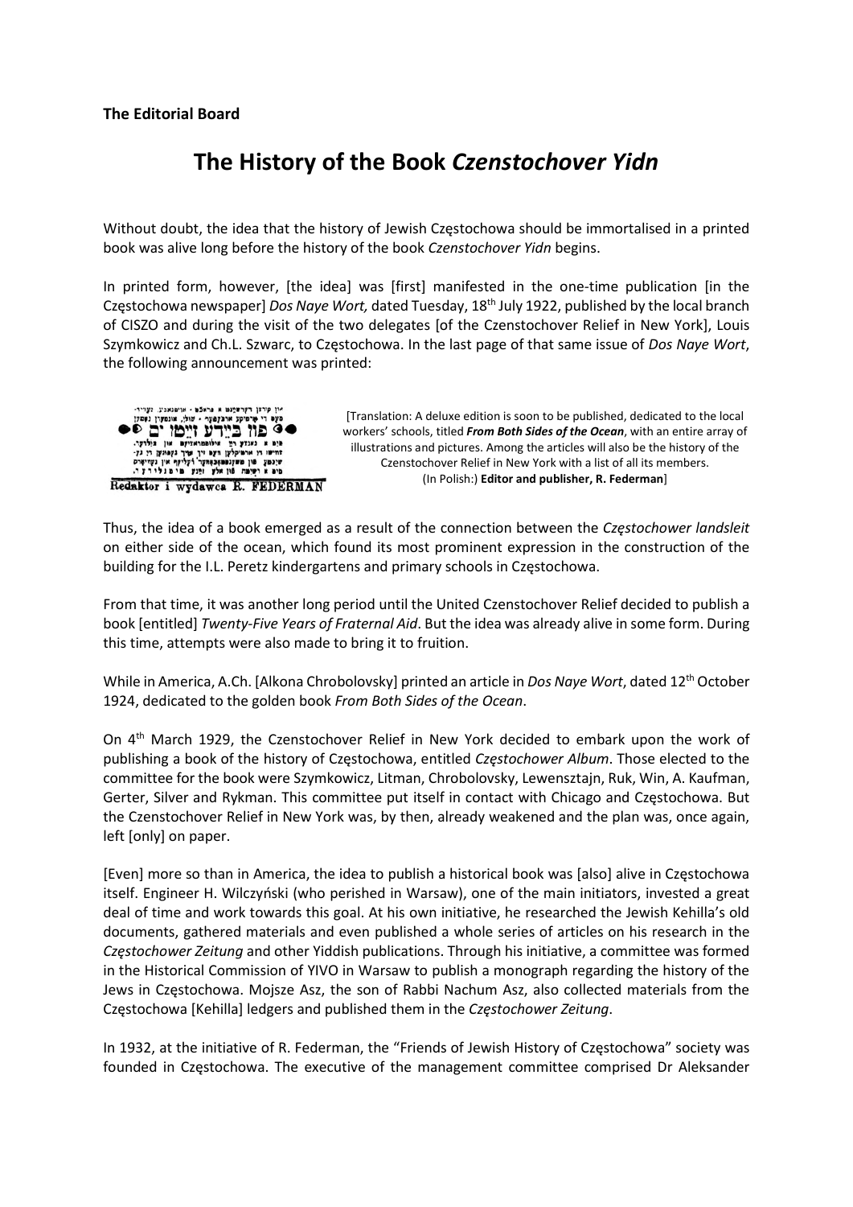**The Editorial Board**

# The History of the Book *Czenstochover Yidn*

Without doubt, the idea that the history of Jewish Częstochowa should be immortalised in a printed book was alive long before the history of the book *Czenstochover Yidn* begins.

In printed form, however, [the idea] was [first] manifested in the one-time publication [in the Częstochowa newspaper] *Dos Naye Wort,* dated Tuesday, 18th July 1922, published by the local branch of CISZO and during the visit of the two delegates [of the Czenstochover Relief in New York], Louis Szymkowicz and Ch.L. Szwarc, to Częstochowa. In the last page of that same issue of *Dos Naye Wort*, the following announcement was printed:

Redaktor i wydawca R. FEDERMAN

[Translation: A deluxe edition is soon to be published, dedicated to the local workers' schools, titled ***From Both Sides of the Ocean***, with an entire array of illustrations and pictures. Among the articles will also be the history of the Czenstochover Relief in New York with a list of all its members. (In Polish:) **Editor and publisher, R. Federman**]

Thus, the idea of a book emerged as a result of the connection between the *Częstochower landsleit* on either side of the ocean, which found its most prominent expression in the construction of the building for the I.L. Peretz kindergartens and primary schools in Częstochowa.

From that time, it was another long period until the United Czenstochover Relief decided to publish a book [entitled] *Twenty-Five Years of Fraternal Aid*. But the idea was already alive in some form. During this time, attempts were also made to bring it to fruition.

While in America, A.Ch. [Alkona Chrobolovsky] printed an article in *Dos Naye Wort*, dated 12th October 1924, dedicated to the golden book *From Both Sides of the Ocean*.

On 4th March 1929, the Czenstochover Relief in New York decided to embark upon the work of publishing a book of the history of Częstochowa, entitled *Częstochower Album*. Those elected to the committee for the book were Szymkowicz, Litman, Chrobolovsky, Lewensztajn, Ruk, Win, A. Kaufman, Gerter, Silver and Rykman. This committee put itself in contact with Chicago and Częstochowa. But the Czenstochover Relief in New York was, by then, already weakened and the plan was, once again, left [only] on paper.

[Even] more so than in America, the idea to publish a historical book was [also] alive in Częstochowa itself. Engineer H. Wilczyński (who perished in Warsaw), one of the main initiators, invested a great deal of time and work towards this goal. At his own initiative, he researched the Jewish Kehilla's old documents, gathered materials and even published a whole series of articles on his research in the *Częstochower Zeitung* and other Yiddish publications. Through his initiative, a committee was formed in the Historical Commission of YIVO in Warsaw to publish a monograph regarding the history of the Jews in Częstochowa. Mojsze Asz, the son of Rabbi Nachum Asz, also collected materials from the Częstochowa [Kehilla] ledgers and published them in the *Częstochower Zeitung*.

In 1932, at the initiative of R. Federman, the "Friends of Jewish History of Częstochowa" society was founded in Częstochowa. The executive of the management committee comprised Dr Aleksander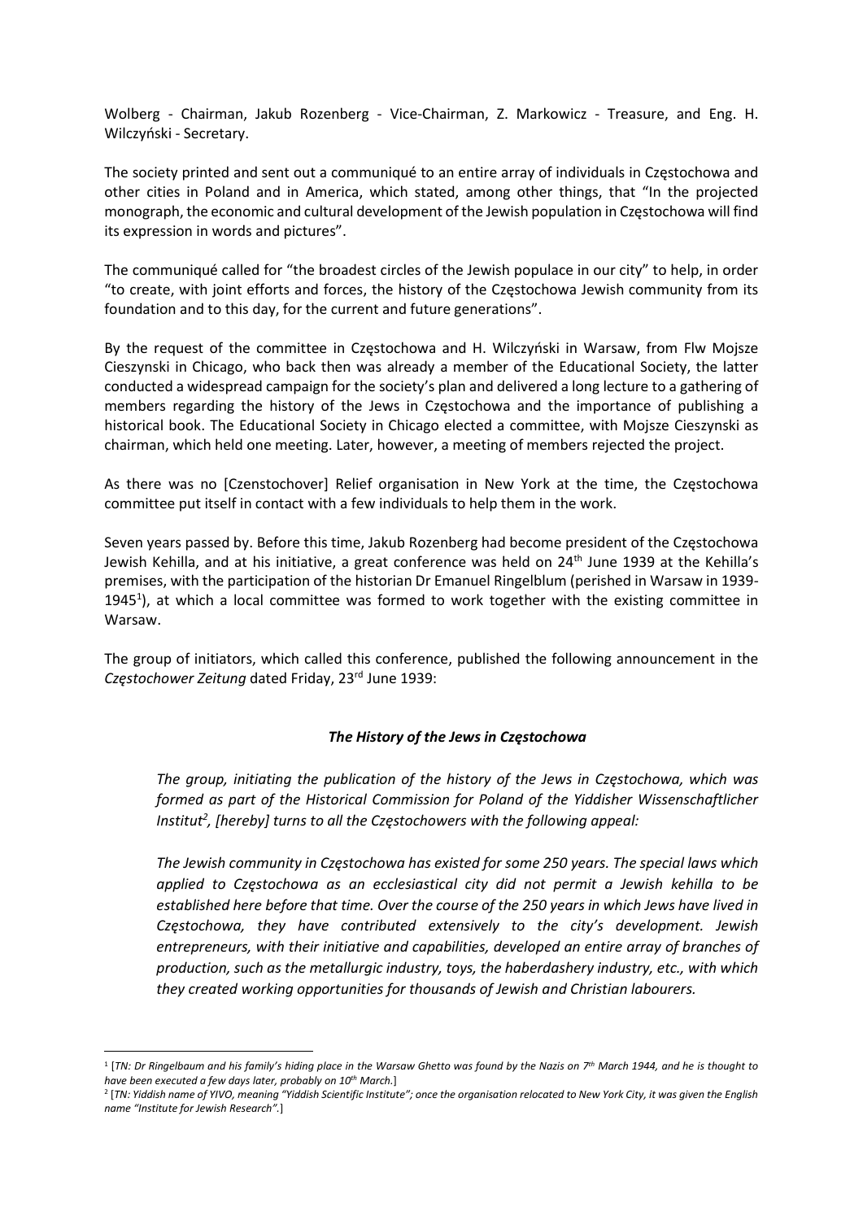Wolberg - Chairman, Jakub Rozenberg - Vice-Chairman, Z. Markowicz - Treasure, and Eng. H. Wilczyński - Secretary.

The society printed and sent out a communiqué to an entire array of individuals in Częstochowa and other cities in Poland and in America, which stated, among other things, that "In the projected monograph, the economic and cultural development of the Jewish population in Częstochowa will find its expression in words and pictures".

The communiqué called for "the broadest circles of the Jewish populace in our city" to help, in order "to create, with joint efforts and forces, the history of the Częstochowa Jewish community from its foundation and to this day, for the current and future generations".

By the request of the committee in Częstochowa and H. Wilczyński in Warsaw, from Flw Mojsze Cieszynski in Chicago, who back then was already a member of the Educational Society, the latter conducted a widespread campaign for the society's plan and delivered a long lecture to a gathering of members regarding the history of the Jews in Częstochowa and the importance of publishing a historical book. The Educational Society in Chicago elected a committee, with Mojsze Cieszynski as chairman, which held one meeting. Later, however, a meeting of members rejected the project.

As there was no [Czenstochover] Relief organisation in New York at the time, the Częstochowa committee put itself in contact with a few individuals to help them in the work.

Seven years passed by. Before this time, Jakub Rozenberg had become president of the Częstochowa Jewish Kehilla, and at his initiative, a great conference was held on 24th June 1939 at the Kehilla's premises, with the participation of the historian Dr Emanuel Ringelblum (perished in Warsaw in 1939-1945[1]), at which a local committee was formed to work together with the existing committee in Warsaw.

The group of initiators, which called this conference, published the following announcement in the *Częstochower Zeitung* dated Friday, 23rd June 1939:

### *The History of the Jews in Częstochowa*

> *The group, initiating the publication of the history of the Jews in Częstochowa, which was formed as part of the Historical Commission for Poland of the Yiddisher Wissenschaftlicher Institut[2], [hereby] turns to all the Częstochowers with the following appeal:*
>
> *The Jewish community in Częstochowa has existed for some 250 years. The special laws which applied to Częstochowa as an ecclesiastical city did not permit a Jewish kehilla to be established here before that time. Over the course of the 250 years in which Jews have lived in Częstochowa, they have contributed extensively to the city's development. Jewish entrepreneurs, with their initiative and capabilities, developed an entire array of branches of production, such as the metallurgic industry, toys, the haberdashery industry, etc., with which they created working opportunities for thousands of Jewish and Christian labourers.*

---

[1] [*TN: Dr Ringelbaum and his family's hiding place in the Warsaw Ghetto was found by the Nazis on 7th March 1944, and he is thought to have been executed a few days later, probably on 10th March.*]

[2] [*TN: Yiddish name of YIVO, meaning "Yiddish Scientific Institute"; once the organisation relocated to New York City, it was given the English name "Institute for Jewish Research".*]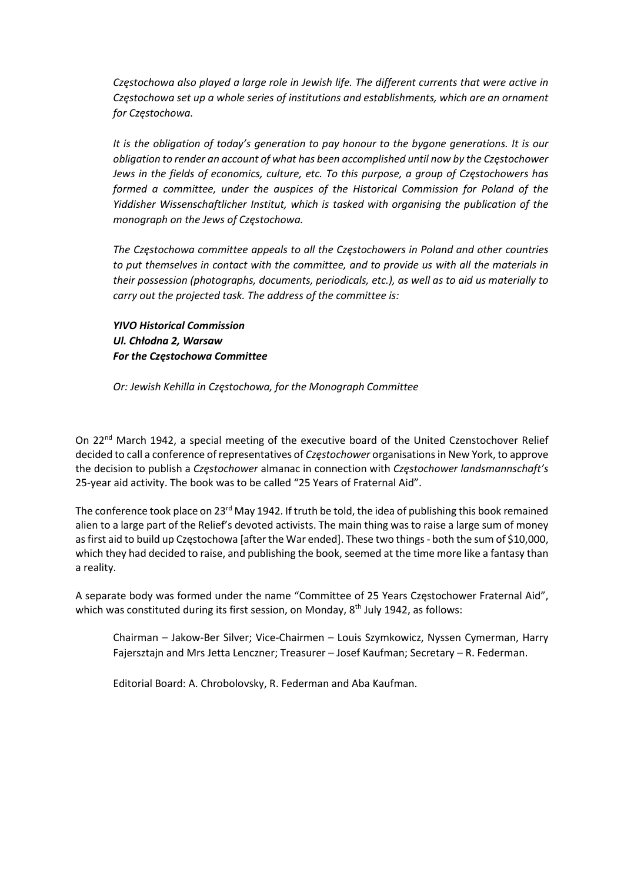*Częstochowa also played a large role in Jewish life. The different currents that were active in Częstochowa set up a whole series of institutions and establishments, which are an ornament for Częstochowa.*

*It is the obligation of today's generation to pay honour to the bygone generations. It is our obligation to render an account of what has been accomplished until now by the Częstochower Jews in the fields of economics, culture, etc. To this purpose, a group of Częstochowers has formed a committee, under the auspices of the Historical Commission for Poland of the Yiddisher Wissenschaftlicher Institut, which is tasked with organising the publication of the monograph on the Jews of Częstochowa.*

*The Częstochowa committee appeals to all the Częstochowers in Poland and other countries to put themselves in contact with the committee, and to provide us with all the materials in their possession (photographs, documents, periodicals, etc.), as well as to aid us materially to carry out the projected task. The address of the committee is:*

***YIVO Historical Commission***
***Ul. Chłodna 2, Warsaw***
***For the Częstochowa Committee***

*Or: Jewish Kehilla in Częstochowa, for the Monograph Committee*

On 22nd March 1942, a special meeting of the executive board of the United Czenstochover Relief decided to call a conference of representatives of *Częstochower* organisations in New York, to approve the decision to publish a *Częstochower* almanac in connection with *Częstochower landsmannschaft's* 25-year aid activity. The book was to be called "25 Years of Fraternal Aid".

The conference took place on 23rd May 1942. If truth be told, the idea of publishing this book remained alien to a large part of the Relief's devoted activists. The main thing was to raise a large sum of money as first aid to build up Częstochowa [after the War ended]. These two things - both the sum of $10,000, which they had decided to raise, and publishing the book, seemed at the time more like a fantasy than a reality.

A separate body was formed under the name "Committee of 25 Years Częstochower Fraternal Aid", which was constituted during its first session, on Monday, 8th July 1942, as follows:

> Chairman – Jakow-Ber Silver; Vice-Chairmen – Louis Szymkowicz, Nyssen Cymerman, Harry Fajersztajn and Mrs Jetta Lenczner; Treasurer – Josef Kaufman; Secretary – R. Federman.
>
> Editorial Board: A. Chrobolovsky, R. Federman and Aba Kaufman.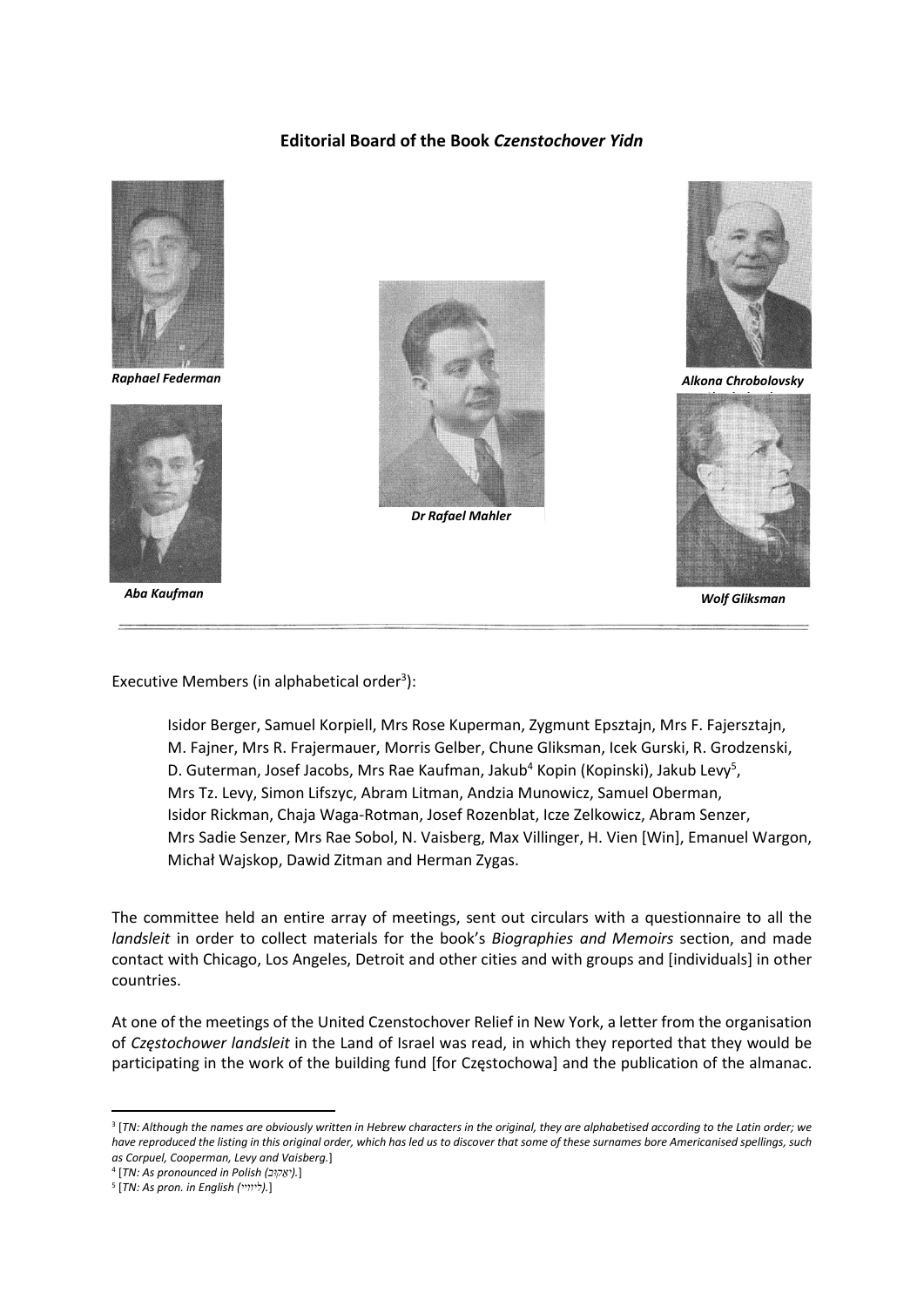**Editorial Board of the Book *Czenstochover Yidn***

***Raphael Federman***

***Alkona Chrobolovsky***

***Dr Rafael Mahler***

***Aba Kaufman***

***Wolf Gliksman***

---

Executive Members (in alphabetical order[3]):

> Isidor Berger, Samuel Korpiell, Mrs Rose Kuperman, Zygmunt Epsztajn, Mrs F. Fajersztajn, M. Fajner, Mrs R. Frajermauer, Morris Gelber, Chune Gliksman, Icek Gurski, R. Grodzenski, D. Guterman, Josef Jacobs, Mrs Rae Kaufman, Jakub[4] Kopin (Kopinski), Jakub Levy[5], Mrs Tz. Levy, Simon Lifszyc, Abram Litman, Andzia Munowicz, Samuel Oberman, Isidor Rickman, Chaja Waga-Rotman, Josef Rozenblat, Icze Zelkowicz, Abram Senzer, Mrs Sadie Senzer, Mrs Rae Sobol, N. Vaisberg, Max Villinger, H. Vien [Win], Emanuel Wargon, Michał Wajskop, Dawid Zitman and Herman Zygas.

The committee held an entire array of meetings, sent out circulars with a questionnaire to all the *landsleit* in order to collect materials for the book's *Biographies and Memoirs* section, and made contact with Chicago, Los Angeles, Detroit and other cities and with groups and [individuals] in other countries.

At one of the meetings of the United Czenstochover Relief in New York, a letter from the organisation of *Częstochower landsleit* in the Land of Israel was read, in which they reported that they would be participating in the work of the building fund [for Częstochowa] and the publication of the almanac.

---

[3] [*TN: Although the names are obviously written in Hebrew characters in the original, they are alphabetised according to the Latin order; we have reproduced the listing in this original order, which has led us to discover that some of these surnames bore Americanised spellings, such as Corpuel, Cooperman, Levy and Vaisberg.*]

[4] [*TN: As pronounced in Polish (יאַקוּב).*]

[5] [*TN: As pron. in English (לִיווִיי).*]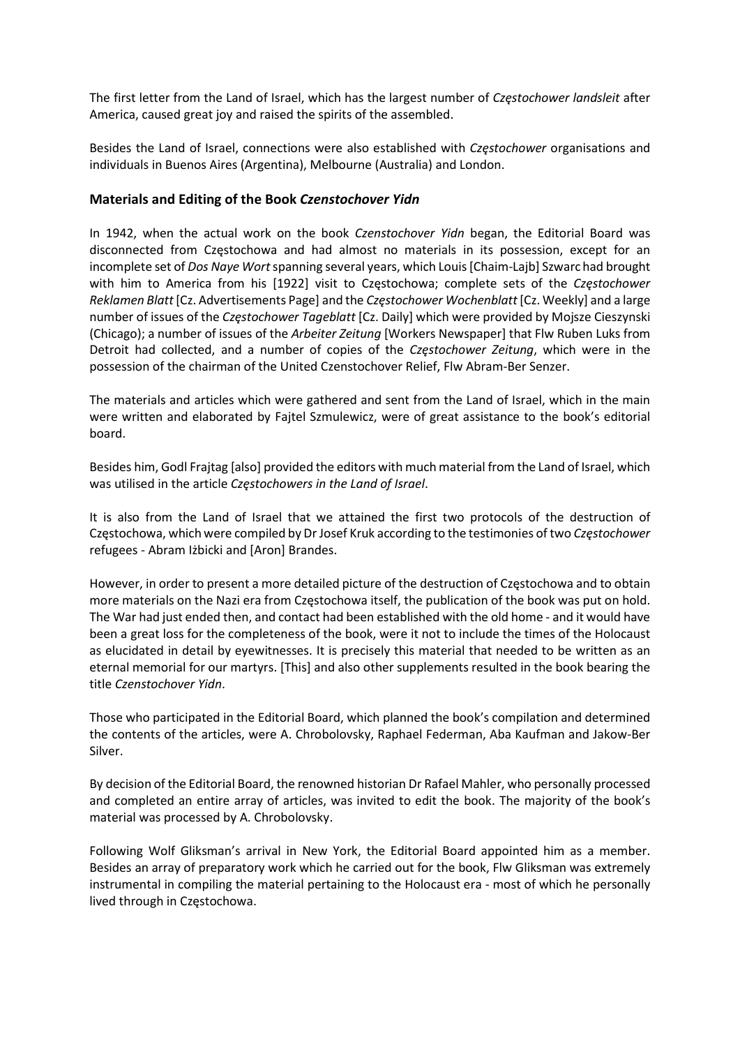The first letter from the Land of Israel, which has the largest number of *Częstochower landsleit* after America, caused great joy and raised the spirits of the assembled.

Besides the Land of Israel, connections were also established with *Częstochower* organisations and individuals in Buenos Aires (Argentina), Melbourne (Australia) and London.

### Materials and Editing of the Book *Czenstochover Yidn*

In 1942, when the actual work on the book *Czenstochover Yidn* began, the Editorial Board was disconnected from Częstochowa and had almost no materials in its possession, except for an incomplete set of *Dos Naye Wort* spanning several years, which Louis [Chaim-Lajb] Szwarc had brought with him to America from his [1922] visit to Częstochowa; complete sets of the *Częstochower Reklamen Blatt* [Cz. Advertisements Page] and the *Częstochower Wochenblatt* [Cz. Weekly] and a large number of issues of the *Częstochower Tageblatt* [Cz. Daily] which were provided by Mojsze Cieszynski (Chicago); a number of issues of the *Arbeiter Zeitung* [Workers Newspaper] that Flw Ruben Luks from Detroit had collected, and a number of copies of the *Częstochower Zeitung*, which were in the possession of the chairman of the United Czenstochover Relief, Flw Abram-Ber Senzer.

The materials and articles which were gathered and sent from the Land of Israel, which in the main were written and elaborated by Fajtel Szmulewicz, were of great assistance to the book's editorial board.

Besides him, Godl Frajtag [also] provided the editors with much material from the Land of Israel, which was utilised in the article *Częstochowers in the Land of Israel*.

It is also from the Land of Israel that we attained the first two protocols of the destruction of Częstochowa, which were compiled by Dr Josef Kruk according to the testimonies of two *Częstochower* refugees - Abram Iżbicki and [Aron] Brandes.

However, in order to present a more detailed picture of the destruction of Częstochowa and to obtain more materials on the Nazi era from Częstochowa itself, the publication of the book was put on hold. The War had just ended then, and contact had been established with the old home - and it would have been a great loss for the completeness of the book, were it not to include the times of the Holocaust as elucidated in detail by eyewitnesses. It is precisely this material that needed to be written as an eternal memorial for our martyrs. [This] and also other supplements resulted in the book bearing the title *Czenstochover Yidn*.

Those who participated in the Editorial Board, which planned the book's compilation and determined the contents of the articles, were A. Chrobolovsky, Raphael Federman, Aba Kaufman and Jakow-Ber Silver.

By decision of the Editorial Board, the renowned historian Dr Rafael Mahler, who personally processed and completed an entire array of articles, was invited to edit the book. The majority of the book's material was processed by A. Chrobolovsky.

Following Wolf Gliksman's arrival in New York, the Editorial Board appointed him as a member. Besides an array of preparatory work which he carried out for the book, Flw Gliksman was extremely instrumental in compiling the material pertaining to the Holocaust era - most of which he personally lived through in Częstochowa.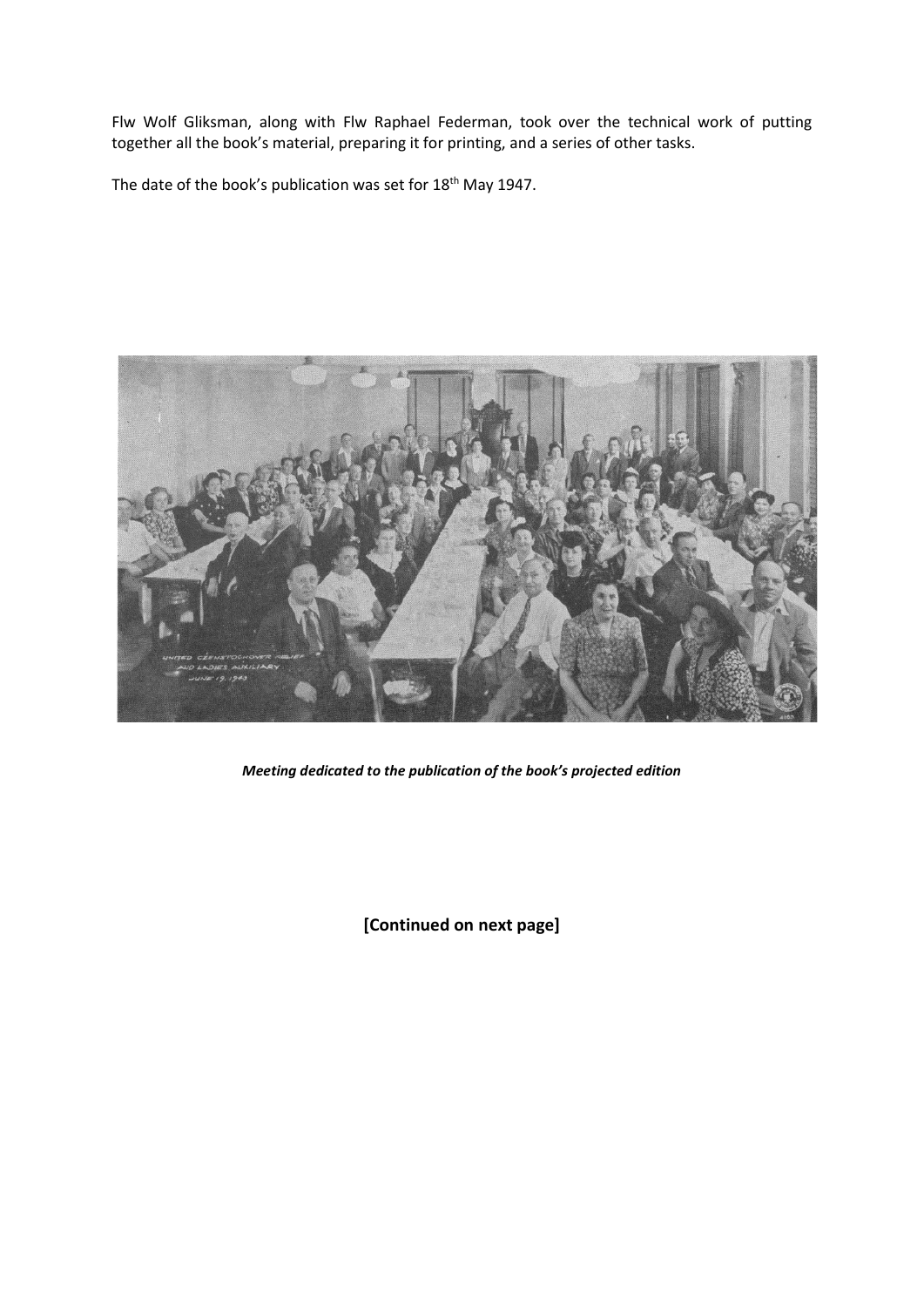Flw Wolf Gliksman, along with Flw Raphael Federman, took over the technical work of putting together all the book's material, preparing it for printing, and a series of other tasks.

The date of the book's publication was set for 18th May 1947.

***Meeting dedicated to the publication of the book's projected edition***

**[Continued on next page]**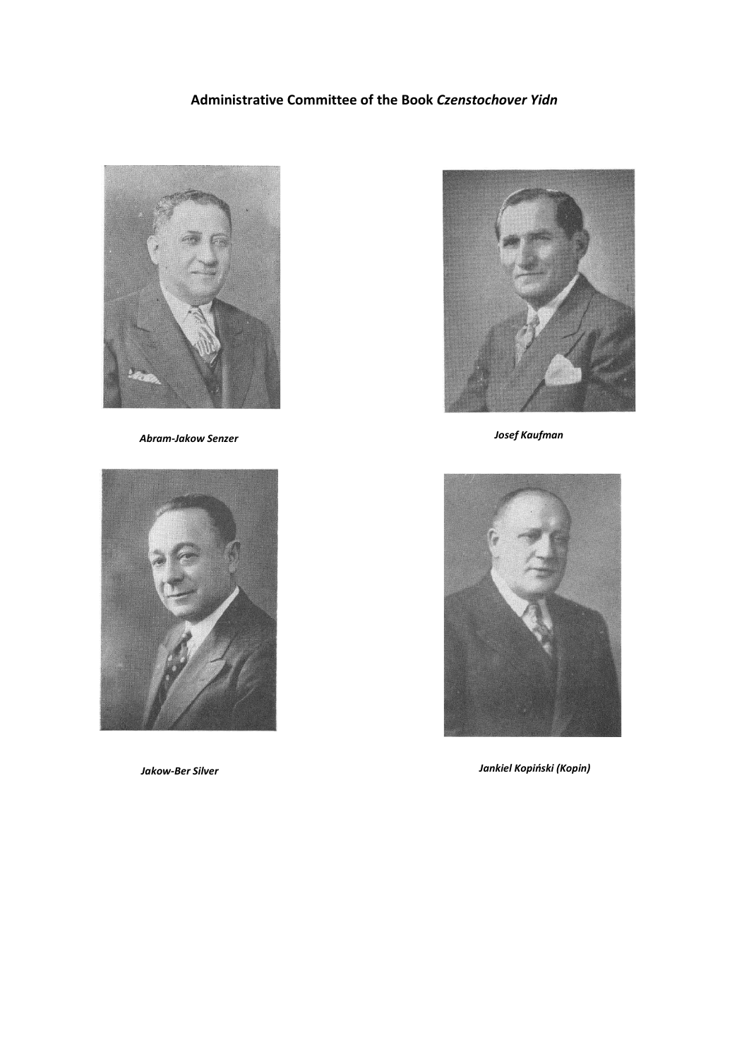## Administrative Committee of the Book *Czenstochover Yidn*

*Abram-Jakow Senzer*

*Josef Kaufman*

*Jakow-Ber Silver*

*Jankiel Kopiński (Kopin)*